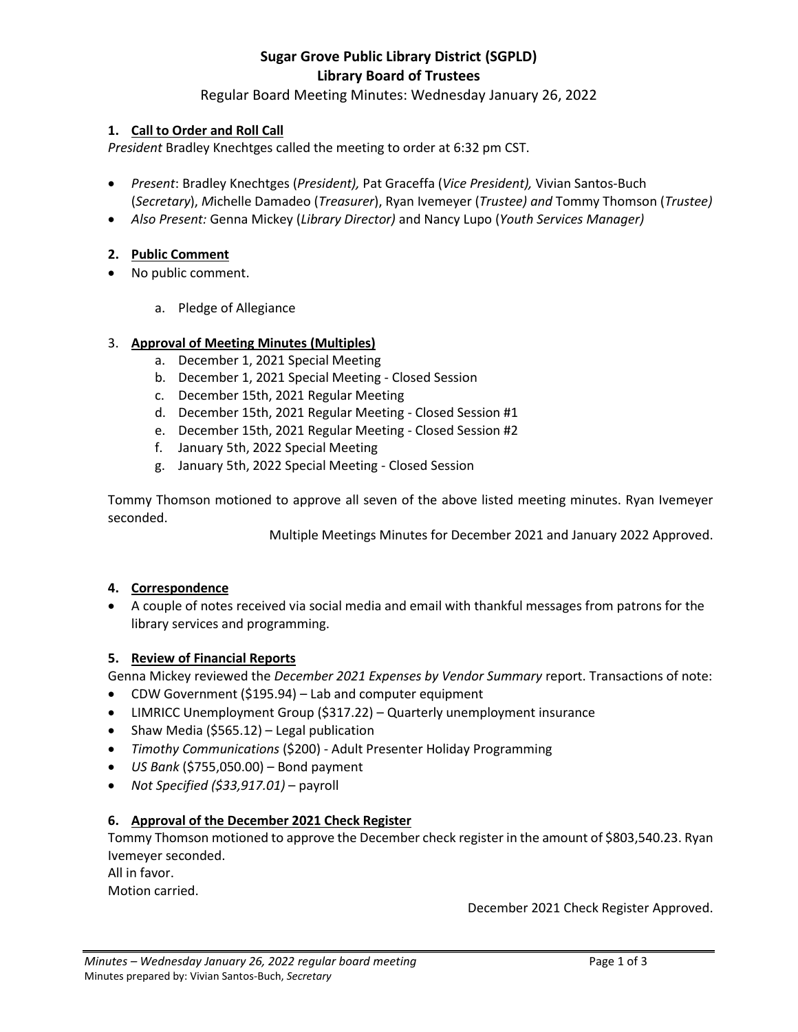# Sugar Grove Public Library District (SGPLD)
## Library Board of Trustees

Regular Board Meeting Minutes: Wednesday January 26, 2022

### 1. Call to Order and Roll Call

*President* Bradley Knechtges called the meeting to order at 6:32 pm CST.

- *Present*: Bradley Knechtges (*President),* Pat Graceffa (*Vice President),* Vivian Santos-Buch (*Secretary*), *M*ichelle Damadeo (*Treasurer*), Ryan Ivemeyer (*Trustee) and* Tommy Thomson (*Trustee)*
- *Also Present:* Genna Mickey (*Library Director)* and Nancy Lupo (*Youth Services Manager)*

### 2. Public Comment

- No public comment.

  a. Pledge of Allegiance

### 3. Approval of Meeting Minutes (Multiples)

a. December 1, 2021 Special Meeting
b. December 1, 2021 Special Meeting - Closed Session
c. December 15th, 2021 Regular Meeting
d. December 15th, 2021 Regular Meeting - Closed Session #1
e. December 15th, 2021 Regular Meeting - Closed Session #2
f. January 5th, 2022 Special Meeting
g. January 5th, 2022 Special Meeting - Closed Session

Tommy Thomson motioned to approve all seven of the above listed meeting minutes. Ryan Ivemeyer seconded.

Multiple Meetings Minutes for December 2021 and January 2022 Approved.

### 4. Correspondence

- A couple of notes received via social media and email with thankful messages from patrons for the library services and programming.

### 5. Review of Financial Reports

Genna Mickey reviewed the *December 2021 Expenses by Vendor Summary* report. Transactions of note:

- CDW Government ($195.94) – Lab and computer equipment
- LIMRICC Unemployment Group ($317.22) – Quarterly unemployment insurance
- Shaw Media ($565.12) – Legal publication
- *Timothy Communications* ($200) - Adult Presenter Holiday Programming
- *US Bank* ($755,050.00) – Bond payment
- *Not Specified ($33,917.01)* – payroll

### 6. Approval of the December 2021 Check Register

Tommy Thomson motioned to approve the December check register in the amount of $803,540.23. Ryan Ivemeyer seconded.
All in favor.
Motion carried.

December 2021 Check Register Approved.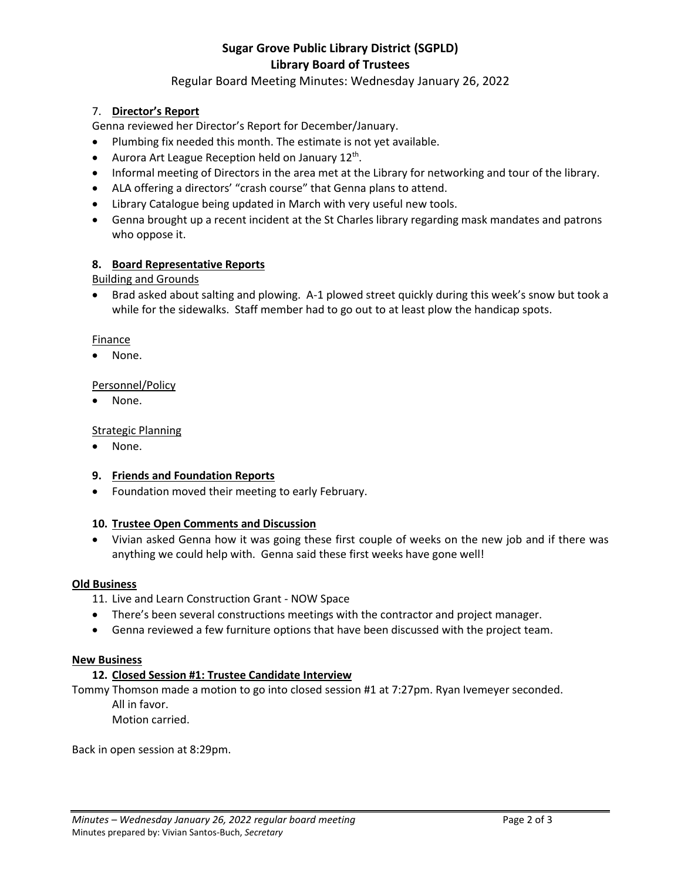# Sugar Grove Public Library District (SGPLD)
## Library Board of Trustees

Regular Board Meeting Minutes: Wednesday January 26, 2022

7. **Director's Report**

Genna reviewed her Director's Report for December/January.

- Plumbing fix needed this month. The estimate is not yet available.
- Aurora Art League Reception held on January 12th.
- Informal meeting of Directors in the area met at the Library for networking and tour of the library.
- ALA offering a directors' "crash course" that Genna plans to attend.
- Library Catalogue being updated in March with very useful new tools.
- Genna brought up a recent incident at the St Charles library regarding mask mandates and patrons who oppose it.

**8. Board Representative Reports**

Building and Grounds

- Brad asked about salting and plowing. A-1 plowed street quickly during this week's snow but took a while for the sidewalks. Staff member had to go out to at least plow the handicap spots.

Finance

- None.

Personnel/Policy

- None.

Strategic Planning

- None.

**9. Friends and Foundation Reports**

- Foundation moved their meeting to early February.

**10. Trustee Open Comments and Discussion**

- Vivian asked Genna how it was going these first couple of weeks on the new job and if there was anything we could help with. Genna said these first weeks have gone well!

**Old Business**

11. Live and Learn Construction Grant - NOW Space

- There's been several constructions meetings with the contractor and project manager.
- Genna reviewed a few furniture options that have been discussed with the project team.

**New Business**

**12. Closed Session #1: Trustee Candidate Interview**

Tommy Thomson made a motion to go into closed session #1 at 7:27pm. Ryan Ivemeyer seconded.

All in favor.

Motion carried.

Back in open session at 8:29pm.

*Minutes – Wednesday January 26, 2022 regular board meeting*

Minutes prepared by: Vivian Santos-Buch, *Secretary*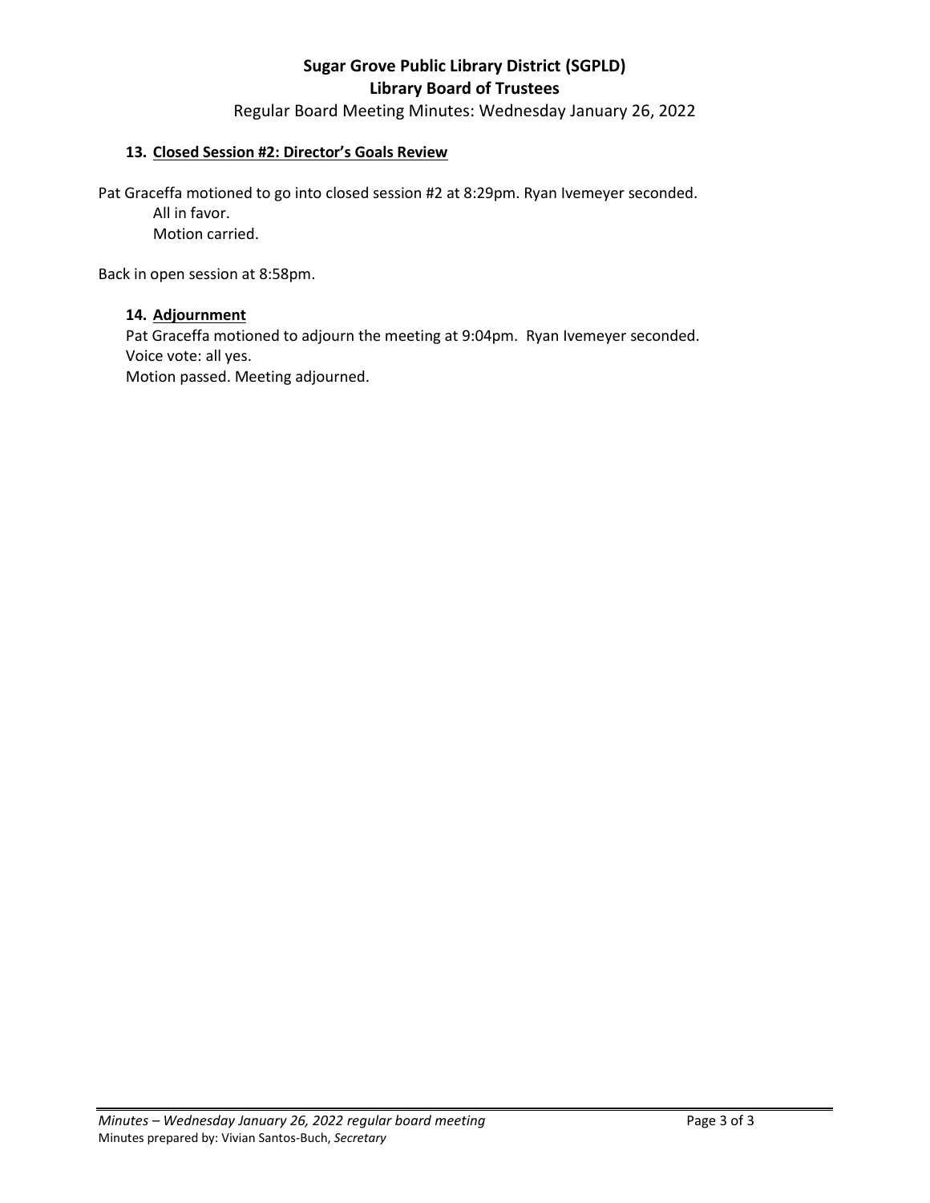**13. Closed Session #2: Director's Goals Review**

Pat Graceffa motioned to go into closed session #2 at 8:29pm. Ryan Ivemeyer seconded.
All in favor.
Motion carried.

Back in open session at 8:58pm.

**14. Adjournment**

Pat Graceffa motioned to adjourn the meeting at 9:04pm. Ryan Ivemeyer seconded.
Voice vote: all yes.
Motion passed. Meeting adjourned.